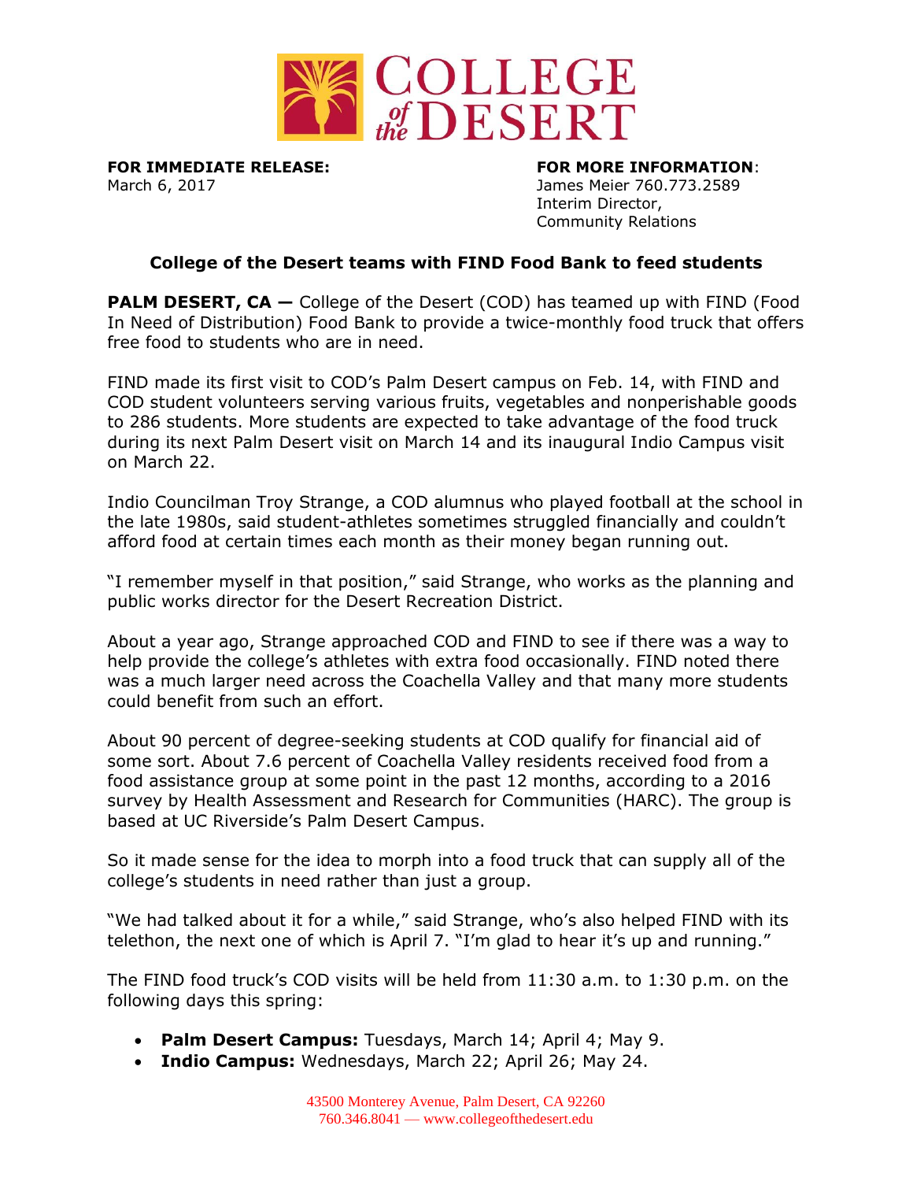**FOR IMMEDIATE RELEASE:**
March 6, 2017

**FOR MORE INFORMATION**:
James Meier 760.773.2589
Interim Director,
Community Relations

## College of the Desert teams with FIND Food Bank to feed students

**PALM DESERT, CA —** College of the Desert (COD) has teamed up with FIND (Food In Need of Distribution) Food Bank to provide a twice-monthly food truck that offers free food to students who are in need.

FIND made its first visit to COD's Palm Desert campus on Feb. 14, with FIND and COD student volunteers serving various fruits, vegetables and nonperishable goods to 286 students. More students are expected to take advantage of the food truck during its next Palm Desert visit on March 14 and its inaugural Indio Campus visit on March 22.

Indio Councilman Troy Strange, a COD alumnus who played football at the school in the late 1980s, said student-athletes sometimes struggled financially and couldn't afford food at certain times each month as their money began running out.

"I remember myself in that position," said Strange, who works as the planning and public works director for the Desert Recreation District.

About a year ago, Strange approached COD and FIND to see if there was a way to help provide the college's athletes with extra food occasionally. FIND noted there was a much larger need across the Coachella Valley and that many more students could benefit from such an effort.

About 90 percent of degree-seeking students at COD qualify for financial aid of some sort. About 7.6 percent of Coachella Valley residents received food from a food assistance group at some point in the past 12 months, according to a 2016 survey by Health Assessment and Research for Communities (HARC). The group is based at UC Riverside's Palm Desert Campus.

So it made sense for the idea to morph into a food truck that can supply all of the college's students in need rather than just a group.

"We had talked about it for a while," said Strange, who's also helped FIND with its telethon, the next one of which is April 7. "I'm glad to hear it's up and running."

The FIND food truck's COD visits will be held from 11:30 a.m. to 1:30 p.m. on the following days this spring:

- **Palm Desert Campus:** Tuesdays, March 14; April 4; May 9.
- **Indio Campus:** Wednesdays, March 22; April 26; May 24.

43500 Monterey Avenue, Palm Desert, CA 92260
760.346.8041 — www.collegeofthedesert.edu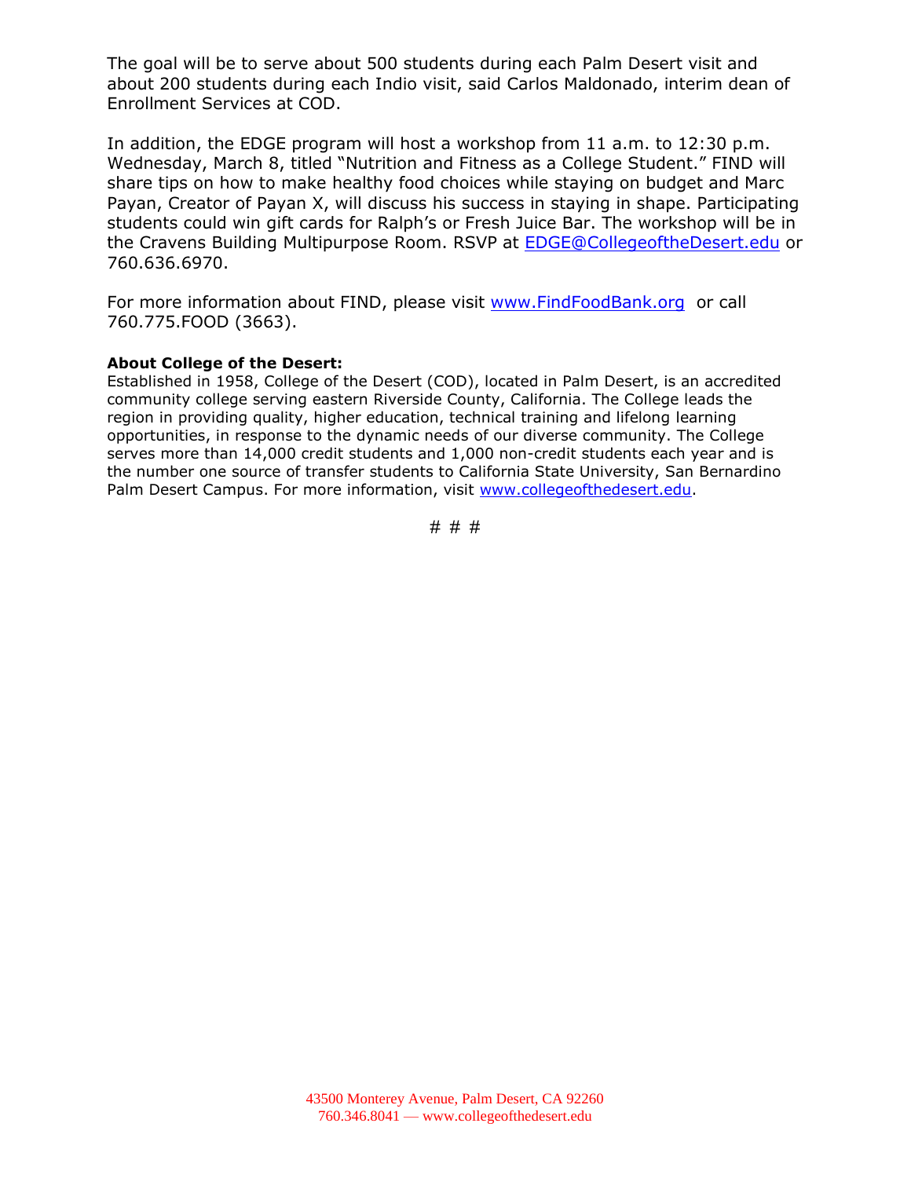The goal will be to serve about 500 students during each Palm Desert visit and about 200 students during each Indio visit, said Carlos Maldonado, interim dean of Enrollment Services at COD.

In addition, the EDGE program will host a workshop from 11 a.m. to 12:30 p.m. Wednesday, March 8, titled "Nutrition and Fitness as a College Student." FIND will share tips on how to make healthy food choices while staying on budget and Marc Payan, Creator of Payan X, will discuss his success in staying in shape. Participating students could win gift cards for Ralph's or Fresh Juice Bar. The workshop will be in the Cravens Building Multipurpose Room. RSVP at EDGE@CollegeoftheDesert.edu or 760.636.6970.

For more information about FIND, please visit www.FindFoodBank.org or call 760.775.FOOD (3663).

**About College of the Desert:**
Established in 1958, College of the Desert (COD), located in Palm Desert, is an accredited community college serving eastern Riverside County, California. The College leads the region in providing quality, higher education, technical training and lifelong learning opportunities, in response to the dynamic needs of our diverse community. The College serves more than 14,000 credit students and 1,000 non-credit students each year and is the number one source of transfer students to California State University, San Bernardino Palm Desert Campus. For more information, visit www.collegeofthedesert.edu.

# # #

43500 Monterey Avenue, Palm Desert, CA 92260
760.346.8041 — www.collegeofthedesert.edu